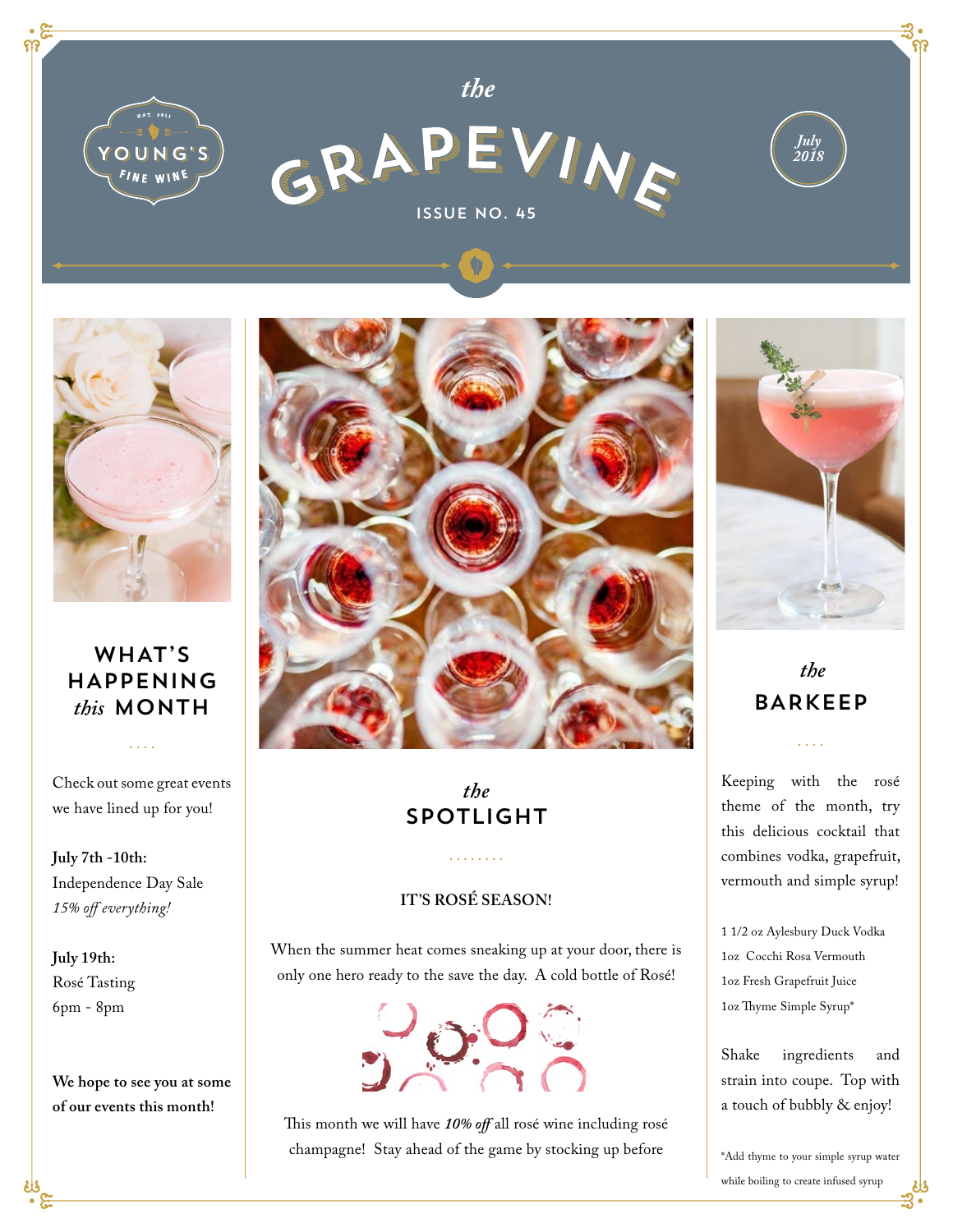# the GRAPEVINE

YOUNG'S FINE WINE
EST. 2011

ISSUE NO. 45

*July 2018*

## WHAT'S HAPPENING *this* MONTH

Check out some great events we have lined up for you!

**July 7th -10th:**
Independence Day Sale
*15% off everything!*

**July 19th:**
Rosé Tasting
6pm - 8pm

**We hope to see you at some of our events this month!**

## *the* SPOTLIGHT

**IT'S ROSÉ SEASON!**

When the summer heat comes sneaking up at your door, there is only one hero ready to the save the day. A cold bottle of Rosé!

This month we will have ***10% off*** all rosé wine including rosé champagne! Stay ahead of the game by stocking up before

## *the* BARKEEP

Keeping with the rosé theme of the month, try this delicious cocktail that combines vodka, grapefruit, vermouth and simple syrup!

1 1/2 oz Aylesbury Duck Vodka
1oz Cocchi Rosa Vermouth
1oz Fresh Grapefruit Juice
1oz Thyme Simple Syrup*

Shake ingredients and strain into coupe. Top with a touch of bubbly & enjoy!

*Add thyme to your simple syrup water while boiling to create infused syrup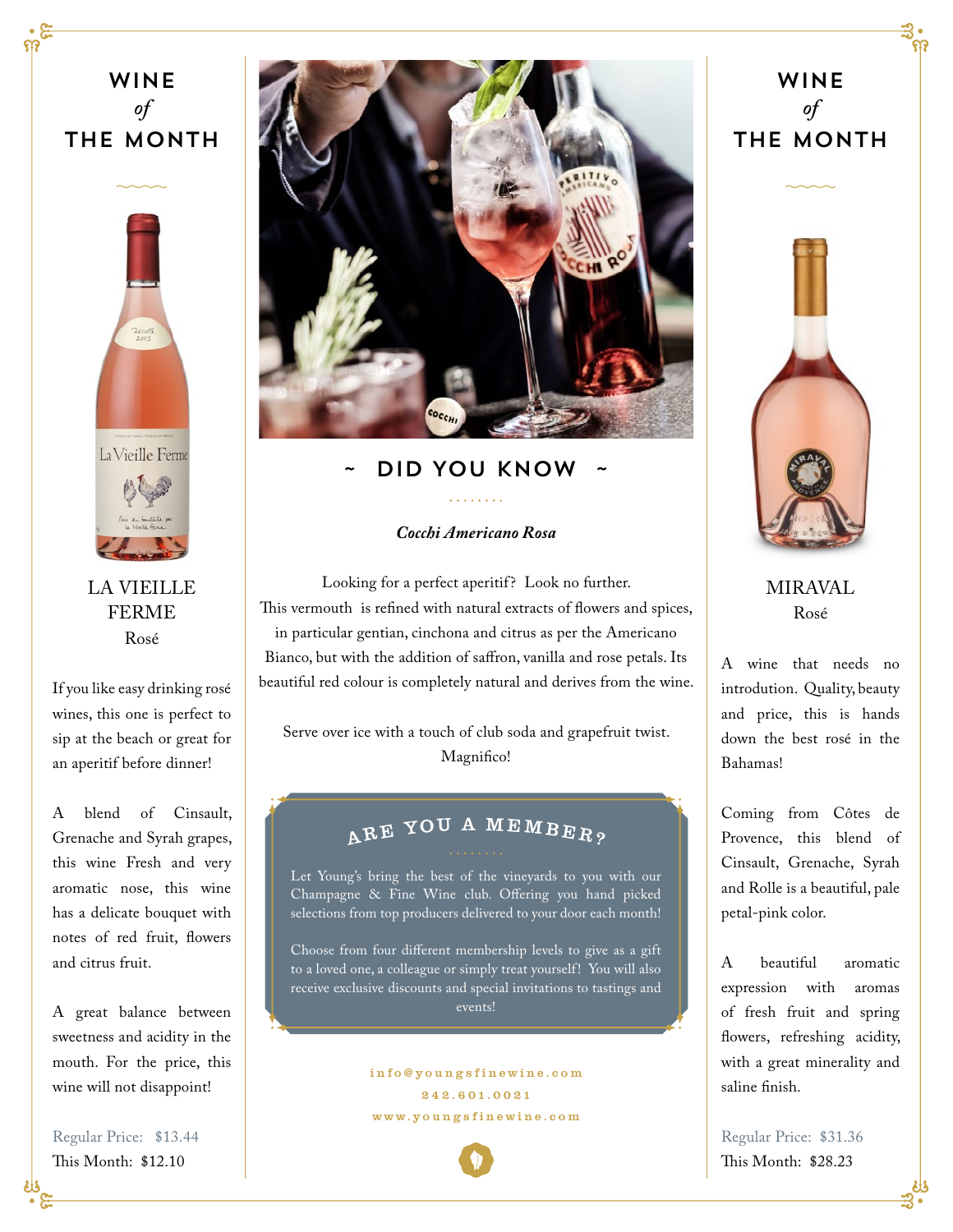## WINE *of* THE MONTH

### LA VIEILLE FERME

Rosé

If you like easy drinking rosé wines, this one is perfect to sip at the beach or great for an aperitif before dinner!

A blend of Cinsault, Grenache and Syrah grapes, this wine Fresh and very aromatic nose, this wine has a delicate bouquet with notes of red fruit, flowers and citrus fruit.

A great balance between sweetness and acidity in the mouth. For the price, this wine will not disappoint!

Regular Price: $13.44
This Month: $12.10

## ~ DID YOU KNOW ~

***Cocchi Americano Rosa***

Looking for a perfect aperitif? Look no further.
This vermouth is refined with natural extracts of flowers and spices, in particular gentian, cinchona and citrus as per the Americano Bianco, but with the addition of saffron, vanilla and rose petals. Its beautiful red colour is completely natural and derives from the wine.

Serve over ice with a touch of club soda and grapefruit twist.
Magnifico!

## ARE YOU A MEMBER?

Let Young's bring the best of the vineyards to you with our Champagne & Fine Wine club. Offering you hand picked selections from top producers delivered to your door each month!

Choose from four different membership levels to give as a gift to a loved one, a colleague or simply treat yourself! You will also receive exclusive discounts and special invitations to tastings and events!

info@youngsfinewine.com
242.601.0021
www.youngsfinewine.com

## WINE *of* THE MONTH

### MIRAVAL

Rosé

A wine that needs no introduction. Quality, beauty and price, this is hands down the best rosé in the Bahamas!

Coming from Côtes de Provence, this blend of Cinsault, Grenache, Syrah and Rolle is a beautiful, pale petal-pink color.

A beautiful aromatic expression with aromas of fresh fruit and spring flowers, refreshing acidity, with a great minerality and saline finish.

Regular Price: $31.36
This Month: $28.23